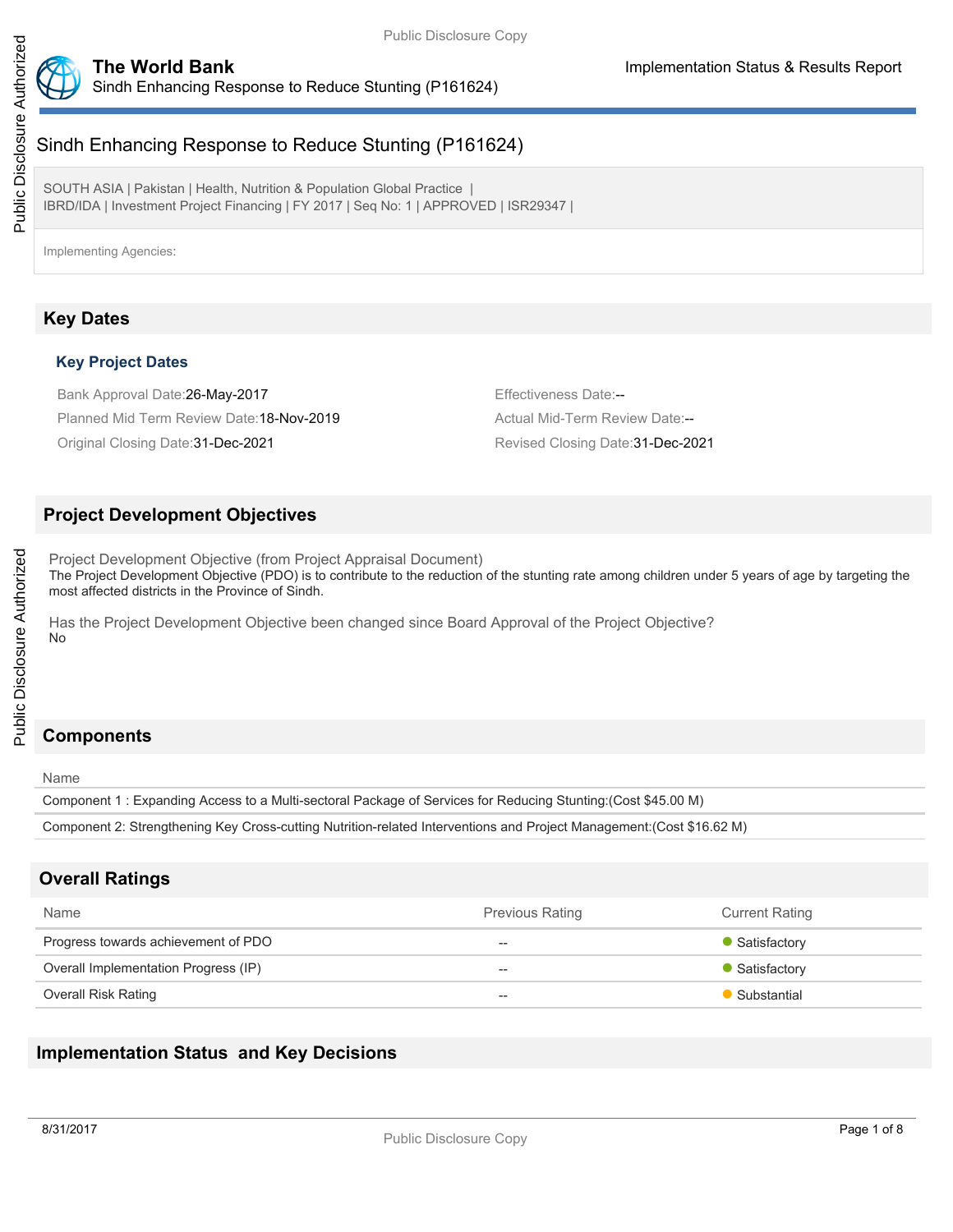# Sindh Enhancing Response to Reduce Stunting (P161624)

SOUTH ASIA | Pakistan | Health, Nutrition & Population Global Practice |
IBRD/IDA | Investment Project Financing | FY 2017 | Seq No: 1 | APPROVED | ISR29347 |

Implementing Agencies:

## Key Dates

### Key Project Dates

Bank Approval Date:26-May-2017

Effectiveness Date:--

Planned Mid Term Review Date:18-Nov-2019

Actual Mid-Term Review Date:--

Original Closing Date:31-Dec-2021

Revised Closing Date:31-Dec-2021

## Project Development Objectives

Project Development Objective (from Project Appraisal Document)

The Project Development Objective (PDO) is to contribute to the reduction of the stunting rate among children under 5 years of age by targeting the most affected districts in the Province of Sindh.

Has the Project Development Objective been changed since Board Approval of the Project Objective?

No

## Components

| Name |
| --- |
| Component 1 : Expanding Access to a Multi-sectoral Package of Services for Reducing Stunting:(Cost $45.00 M) |
| Component 2: Strengthening Key Cross-cutting Nutrition-related Interventions and Project Management:(Cost $16.62 M) |

## Overall Ratings

| Name | Previous Rating | Current Rating |
| --- | --- | --- |
| Progress towards achievement of PDO | -- | Satisfactory |
| Overall Implementation Progress (IP) | -- | Satisfactory |
| Overall Risk Rating | -- | Substantial |

## Implementation Status and Key Decisions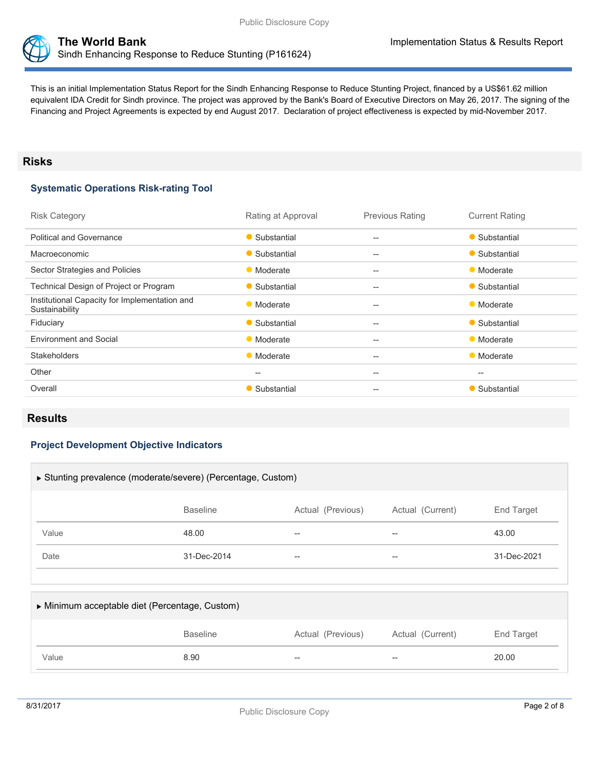This is an initial Implementation Status Report for the Sindh Enhancing Response to Reduce Stunting Project, financed by a US$61.62 million equivalent IDA Credit for Sindh province. The project was approved by the Bank's Board of Executive Directors on May 26, 2017. The signing of the Financing and Project Agreements is expected by end August 2017. Declaration of project effectiveness is expected by mid-November 2017.

## Risks

### Systematic Operations Risk-rating Tool

| Risk Category | Rating at Approval | Previous Rating | Current Rating |
|---|---|---|---|
| Political and Governance | Substantial | -- | Substantial |
| Macroeconomic | Substantial | -- | Substantial |
| Sector Strategies and Policies | Moderate | -- | Moderate |
| Technical Design of Project or Program | Substantial | -- | Substantial |
| Institutional Capacity for Implementation and Sustainability | Moderate | -- | Moderate |
| Fiduciary | Substantial | -- | Substantial |
| Environment and Social | Moderate | -- | Moderate |
| Stakeholders | Moderate | -- | Moderate |
| Other | -- | -- | -- |
| Overall | Substantial | -- | Substantial |

## Results

### Project Development Objective Indicators

▶ Stunting prevalence (moderate/severe) (Percentage, Custom)

| | Baseline | Actual (Previous) | Actual (Current) | End Target |
|---|---|---|---|---|
| Value | 48.00 | -- | -- | 43.00 |
| Date | 31-Dec-2014 | -- | -- | 31-Dec-2021 |

▶ Minimum acceptable diet (Percentage, Custom)

| | Baseline | Actual (Previous) | Actual (Current) | End Target |
|---|---|---|---|---|
| Value | 8.90 | -- | -- | 20.00 |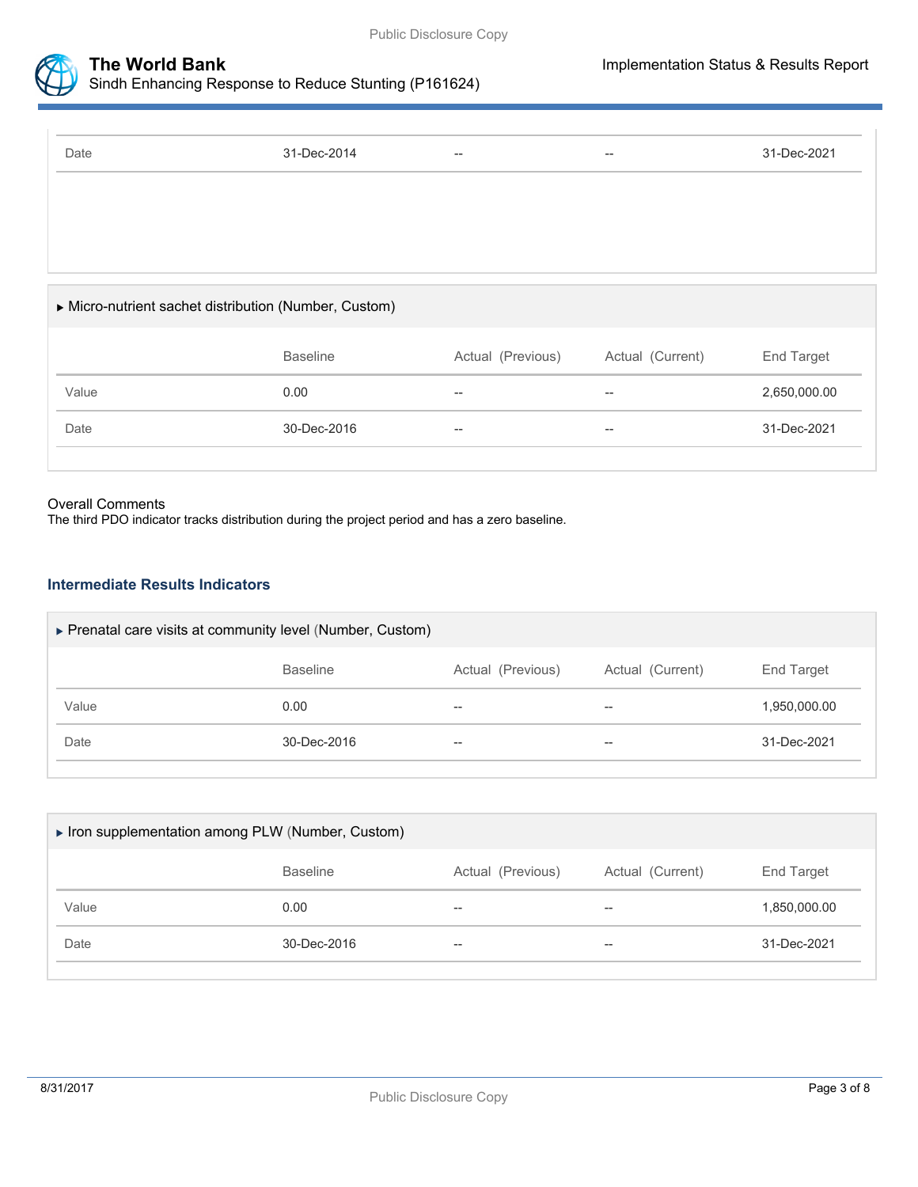| | | | | |
|---|---|---|---|---|
| Date | 31-Dec-2014 | -- | -- | 31-Dec-2021 |

### ▶ Micro-nutrient sachet distribution (Number, Custom)

| | Baseline | Actual (Previous) | Actual (Current) | End Target |
|---|---|---|---|---|
| Value | 0.00 | -- | -- | 2,650,000.00 |
| Date | 30-Dec-2016 | -- | -- | 31-Dec-2021 |

Overall Comments

The third PDO indicator tracks distribution during the project period and has a zero baseline.

## Intermediate Results Indicators

### ▶ Prenatal care visits at community level (Number, Custom)

| | Baseline | Actual (Previous) | Actual (Current) | End Target |
|---|---|---|---|---|
| Value | 0.00 | -- | -- | 1,950,000.00 |
| Date | 30-Dec-2016 | -- | -- | 31-Dec-2021 |

### ▶ Iron supplementation among PLW (Number, Custom)

| | Baseline | Actual (Previous) | Actual (Current) | End Target |
|---|---|---|---|---|
| Value | 0.00 | -- | -- | 1,850,000.00 |
| Date | 30-Dec-2016 | -- | -- | 31-Dec-2021 |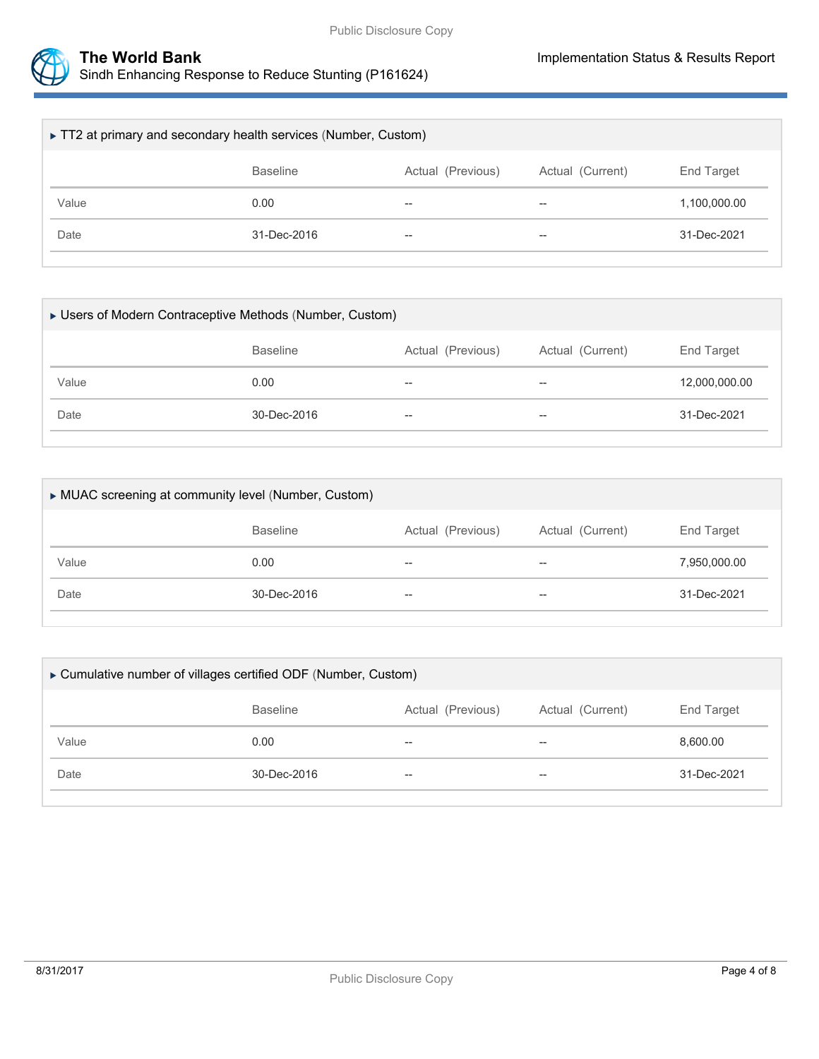### ▸ TT2 at primary and secondary health services (Number, Custom)

| | Baseline | Actual (Previous) | Actual (Current) | End Target |
|---|---|---|---|---|
| Value | 0.00 | -- | -- | 1,100,000.00 |
| Date | 31-Dec-2016 | -- | -- | 31-Dec-2021 |

### ▸ Users of Modern Contraceptive Methods (Number, Custom)

| | Baseline | Actual (Previous) | Actual (Current) | End Target |
|---|---|---|---|---|
| Value | 0.00 | -- | -- | 12,000,000.00 |
| Date | 30-Dec-2016 | -- | -- | 31-Dec-2021 |

### ▸ MUAC screening at community level (Number, Custom)

| | Baseline | Actual (Previous) | Actual (Current) | End Target |
|---|---|---|---|---|
| Value | 0.00 | -- | -- | 7,950,000.00 |
| Date | 30-Dec-2016 | -- | -- | 31-Dec-2021 |

### ▸ Cumulative number of villages certified ODF (Number, Custom)

| | Baseline | Actual (Previous) | Actual (Current) | End Target |
|---|---|---|---|---|
| Value | 0.00 | -- | -- | 8,600.00 |
| Date | 30-Dec-2016 | -- | -- | 31-Dec-2021 |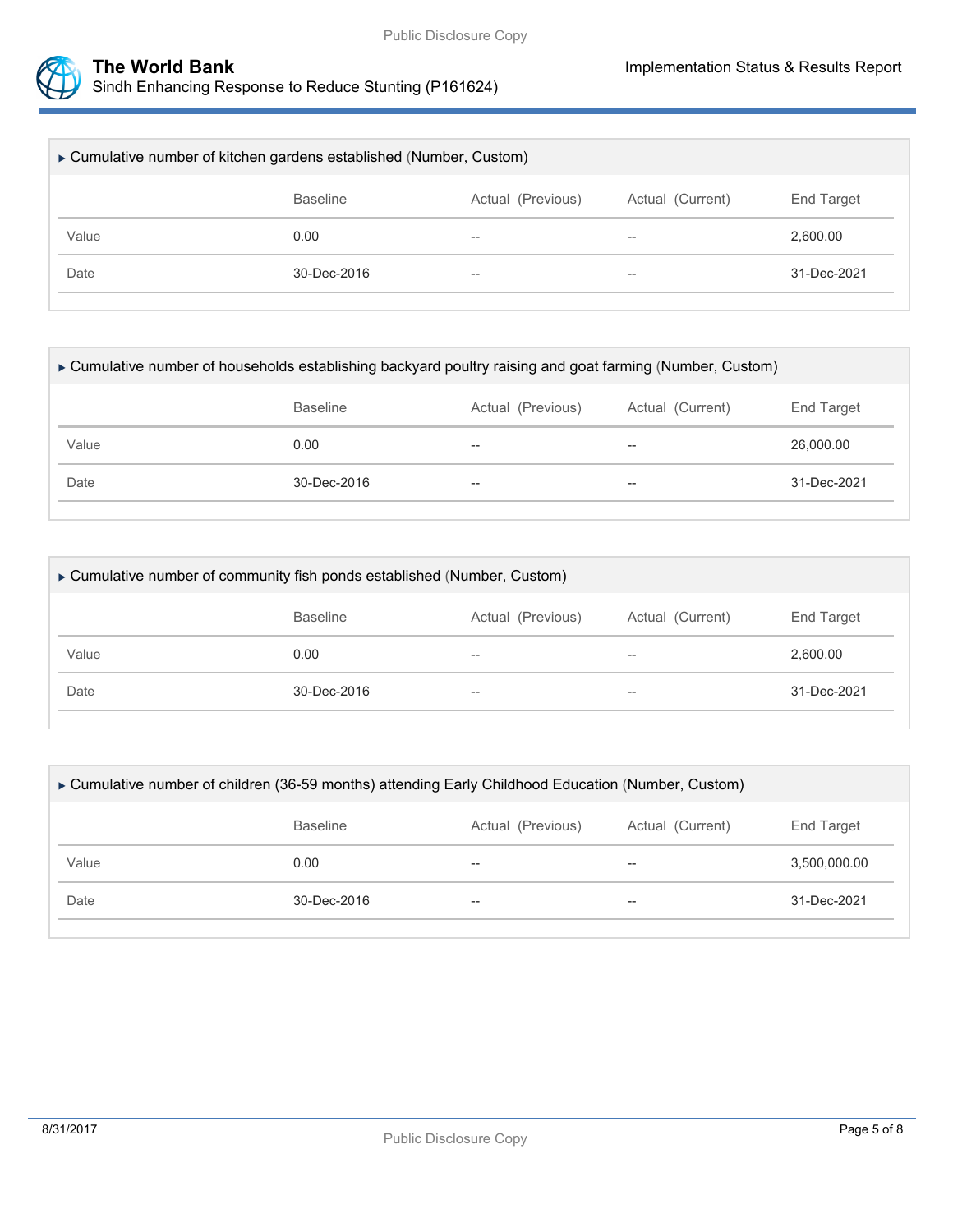▸ Cumulative number of kitchen gardens established (Number, Custom)

| | Baseline | Actual (Previous) | Actual (Current) | End Target |
|---|---|---|---|---|
| Value | 0.00 | -- | -- | 2,600.00 |
| Date | 30-Dec-2016 | -- | -- | 31-Dec-2021 |

▸ Cumulative number of households establishing backyard poultry raising and goat farming (Number, Custom)

| | Baseline | Actual (Previous) | Actual (Current) | End Target |
|---|---|---|---|---|
| Value | 0.00 | -- | -- | 26,000.00 |
| Date | 30-Dec-2016 | -- | -- | 31-Dec-2021 |

▸ Cumulative number of community fish ponds established (Number, Custom)

| | Baseline | Actual (Previous) | Actual (Current) | End Target |
|---|---|---|---|---|
| Value | 0.00 | -- | -- | 2,600.00 |
| Date | 30-Dec-2016 | -- | -- | 31-Dec-2021 |

▸ Cumulative number of children (36-59 months) attending Early Childhood Education (Number, Custom)

| | Baseline | Actual (Previous) | Actual (Current) | End Target |
|---|---|---|---|---|
| Value | 0.00 | -- | -- | 3,500,000.00 |
| Date | 30-Dec-2016 | -- | -- | 31-Dec-2021 |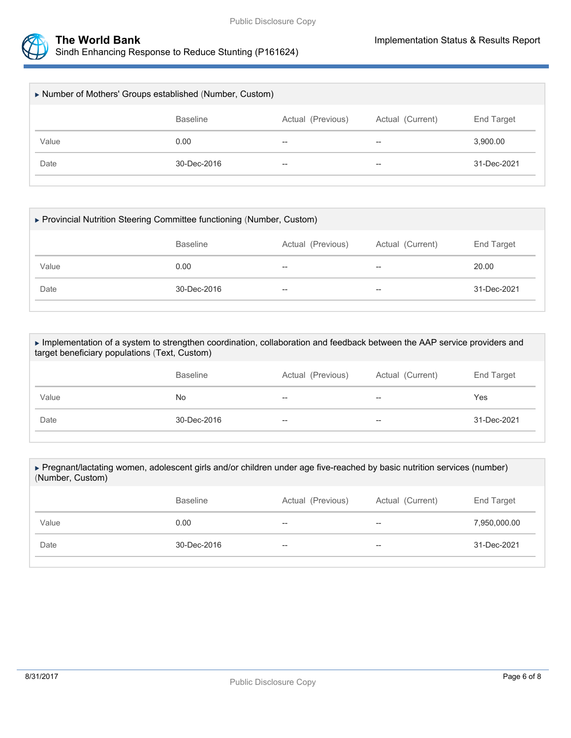▸ Number of Mothers' Groups established (Number, Custom)

| | Baseline | Actual (Previous) | Actual (Current) | End Target |
|---|---|---|---|---|
| Value | 0.00 | -- | -- | 3,900.00 |
| Date | 30-Dec-2016 | -- | -- | 31-Dec-2021 |

▸ Provincial Nutrition Steering Committee functioning (Number, Custom)

| | Baseline | Actual (Previous) | Actual (Current) | End Target |
|---|---|---|---|---|
| Value | 0.00 | -- | -- | 20.00 |
| Date | 30-Dec-2016 | -- | -- | 31-Dec-2021 |

▸ Implementation of a system to strengthen coordination, collaboration and feedback between the AAP service providers and target beneficiary populations (Text, Custom)

| | Baseline | Actual (Previous) | Actual (Current) | End Target |
|---|---|---|---|---|
| Value | No | -- | -- | Yes |
| Date | 30-Dec-2016 | -- | -- | 31-Dec-2021 |

▸ Pregnant/lactating women, adolescent girls and/or children under age five-reached by basic nutrition services (number) (Number, Custom)

| | Baseline | Actual (Previous) | Actual (Current) | End Target |
|---|---|---|---|---|
| Value | 0.00 | -- | -- | 7,950,000.00 |
| Date | 30-Dec-2016 | -- | -- | 31-Dec-2021 |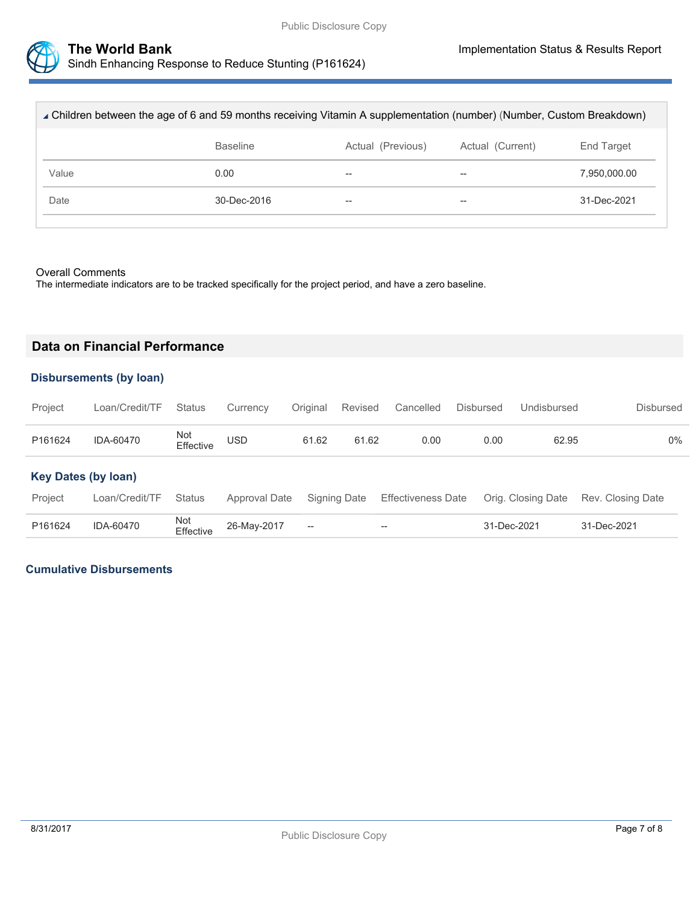### Children between the age of 6 and 59 months receiving Vitamin A supplementation (number) (Number, Custom Breakdown)

| | Baseline | Actual (Previous) | Actual (Current) | End Target |
|---|---|---|---|---|
| Value | 0.00 | -- | -- | 7,950,000.00 |
| Date | 30-Dec-2016 | -- | -- | 31-Dec-2021 |

Overall Comments
The intermediate indicators are to be tracked specifically for the project period, and have a zero baseline.

## Data on Financial Performance

### Disbursements (by loan)

| Project | Loan/Credit/TF | Status | Currency | Original | Revised | Cancelled | Disbursed | Undisbursed | Disbursed |
|---|---|---|---|---|---|---|---|---|---|
| P161624 | IDA-60470 | Not Effective | USD | 61.62 | 61.62 | 0.00 | 0.00 | 62.95 | 0% |

### Key Dates (by loan)

| Project | Loan/Credit/TF | Status | Approval Date | Signing Date | Effectiveness Date | Orig. Closing Date | Rev. Closing Date |
|---|---|---|---|---|---|---|---|
| P161624 | IDA-60470 | Not Effective | 26-May-2017 | -- | -- | 31-Dec-2021 | 31-Dec-2021 |

### Cumulative Disbursements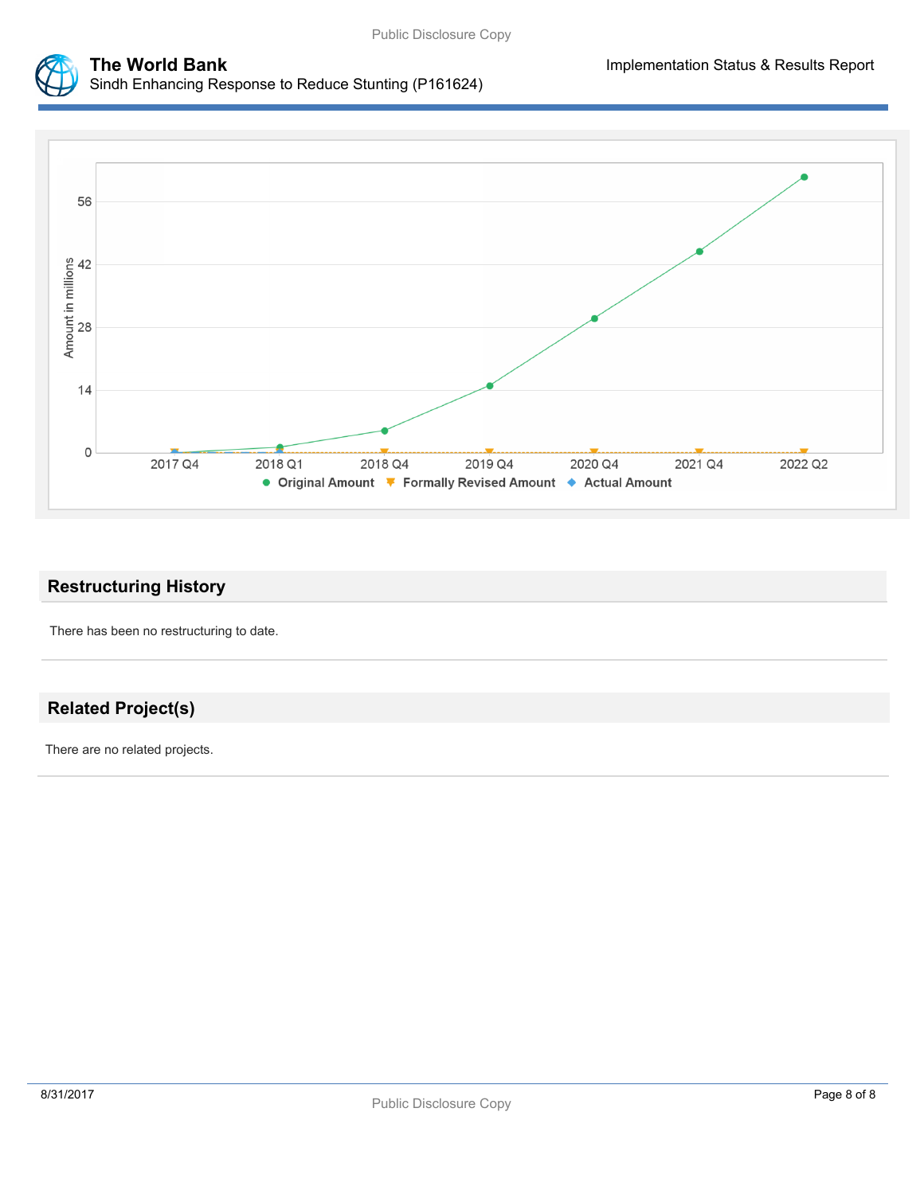Amount in millions

56

42

28

14

0

2017 Q4 2018 Q1 2018 Q4 2019 Q4 2020 Q4 2021 Q4 2022 Q2

Original Amount Formally Revised Amount Actual Amount

## Restructuring History

There has been no restructuring to date.

## Related Project(s)

There are no related projects.